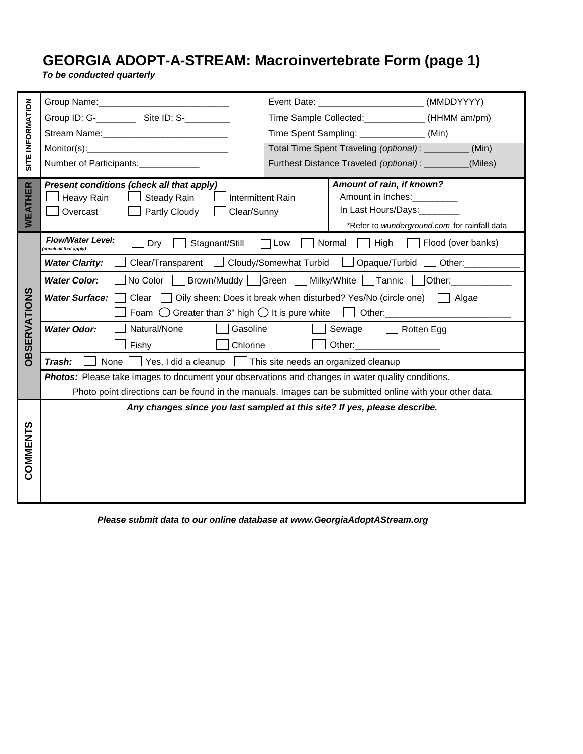# GEORGIA ADOPT-A-STREAM: Macroinvertebrate Form (page 1)

***To be conducted quarterly***

## SITE INFORMATION

| | |
|---|---|
| Group Name:__________________________ | Event Date: _____________________ (MMDDYYYY) |
| Group ID: G-________ Site ID: S-_________ | Time Sample Collected:____________ (HHMM am/pm) |
| Stream Name:_________________________ | Time Spent Sampling: _____________ (Min) |
| Monitor(s):____________________________ | Total Time Spent Traveling *(optional)* : _________ (Min) |
| Number of Participants:____________ | Furthest Distance Traveled *(optional)* : _________(Miles) |

## WEATHER

***Present conditions (check all that apply)***

☐ Heavy Rain ☐ Steady Rain ☐ Intermittent Rain

☐ Overcast ☐ Partly Cloudy ☐ Clear/Sunny

***Amount of rain, if known?***

Amount in Inches:_________

In Last Hours/Days:________

*Refer to *wunderground.com* for rainfall data

## OBSERVATIONS

***Flow/Water Level:*** *(check all that apply)* ☐ Dry ☐ Stagnant/Still ☐ Low ☐ Normal ☐ High ☐ Flood (over banks)

***Water Clarity:*** ☐ Clear/Transparent ☐ Cloudy/Somewhat Turbid ☐ Opaque/Turbid ☐ Other:___________

***Water Color:*** ☐ No Color ☐ Brown/Muddy ☐ Green ☐ Milky/White ☐ Tannic ☐ Other:____________

***Water Surface:*** ☐ Clear ☐ Oily sheen: Does it break when disturbed? Yes/No (circle one) ☐ Algae

☐ Foam ◯ Greater than 3" high ◯ It is pure white ☐ Other:_________________________

***Water Odor:*** ☐ Natural/None ☐ Gasoline ☐ Sewage ☐ Rotten Egg

☐ Fishy ☐ Chlorine ☐ Other:_________________

***Trash:*** ☐ None ☐ Yes, I did a cleanup ☐ This site needs an organized cleanup

***Photos:*** Please take images to document your observations and changes in water quality conditions.
Photo point directions can be found in the manuals. Images can be submitted online with your other data.

## COMMENTS

***Any changes since you last sampled at this site? If yes, please describe.***

***Please submit data to our online database at www.GeorgiaAdoptAStream.org***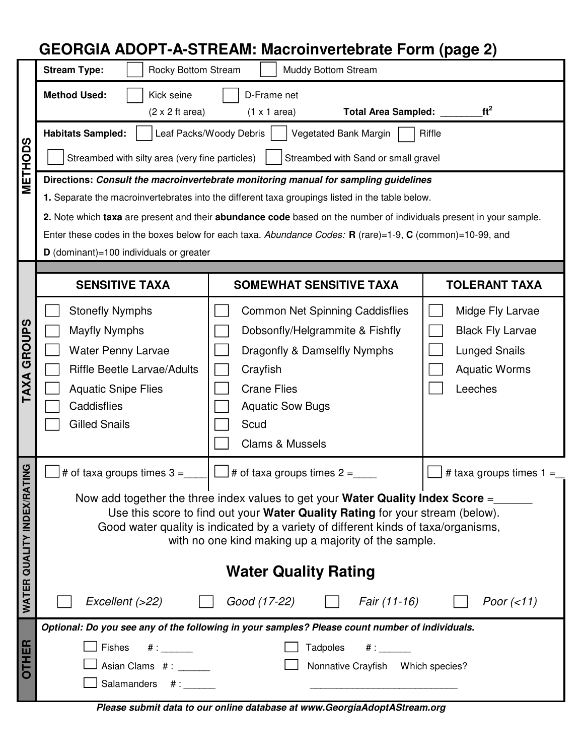# GEORGIA ADOPT-A-STREAM: Macroinvertebrate Form (page 2)

## METHODS

**Stream Type:** ☐ Rocky Bottom Stream ☐ Muddy Bottom Stream

**Method Used:** ☐ Kick seine (2 x 2 ft area) ☐ D-Frame net (1 x 1 area) **Total Area Sampled: ________ft$^2$**

**Habitats Sampled:** ☐ Leaf Packs/Woody Debris ☐ Vegetated Bank Margin ☐ Riffle

☐ Streambed with silty area (very fine particles) ☐ Streambed with Sand or small gravel

**Directions:** ***Consult the macroinvertebrate monitoring manual for sampling guidelines***

**1.** Separate the macroinvertebrates into the different taxa groupings listed in the table below.

**2.** Note which **taxa** are present and their **abundance code** based on the number of individuals present in your sample. Enter these codes in the boxes below for each taxa. *Abundance Codes:* **R** (rare)=1-9, **C** (common)=10-99, and **D** (dominant)=100 individuals or greater

## TAXA GROUPS

| SENSITIVE TAXA | SOMEWHAT SENSITIVE TAXA | TOLERANT TAXA |
|---|---|---|
| ☐ Stonefly Nymphs | ☐ Common Net Spinning Caddisflies | ☐ Midge Fly Larvae |
| ☐ Mayfly Nymphs | ☐ Dobsonfly/Helgrammite & Fishfly | ☐ Black Fly Larvae |
| ☐ Water Penny Larvae | ☐ Dragonfly & Damselfly Nymphs | ☐ Lunged Snails |
| ☐ Riffle Beetle Larvae/Adults | ☐ Crayfish | ☐ Aquatic Worms |
| ☐ Aquatic Snipe Flies | ☐ Crane Flies | ☐ Leeches |
| ☐ Caddisflies | ☐ Aquatic Sow Bugs | |
| ☐ Gilled Snails | ☐ Scud | |
| | ☐ Clams & Mussels | |

## WATER QUALITY INDEX/RATING

| | | |
|---|---|---|
| ☐ # of taxa groups times 3 =____ | ☐ # of taxa groups times 2 =____ | ☐ # taxa groups times 1 =__ |

Now add together the three index values to get your **Water Quality Index Score** =______
Use this score to find out your **Water Quality Rating** for your stream (below).
Good water quality is indicated by a variety of different kinds of taxa/organisms, with no one kind making up a majority of the sample.

### Water Quality Rating

☐ *Excellent (>22)* ☐ *Good (17-22)* ☐ *Fair (11-16)* ☐ *Poor (<11)*

## OTHER

***Optional: Do you see any of the following in your samples? Please count number of individuals.***

☐ Fishes #: ______ ☐ Tadpoles #: ______

☐ Asian Clams #: ______ ☐ Nonnative Crayfish Which species? ____________________________

☐ Salamanders #: ______

***Please submit data to our online database at www.GeorgiaAdoptAStream.org***